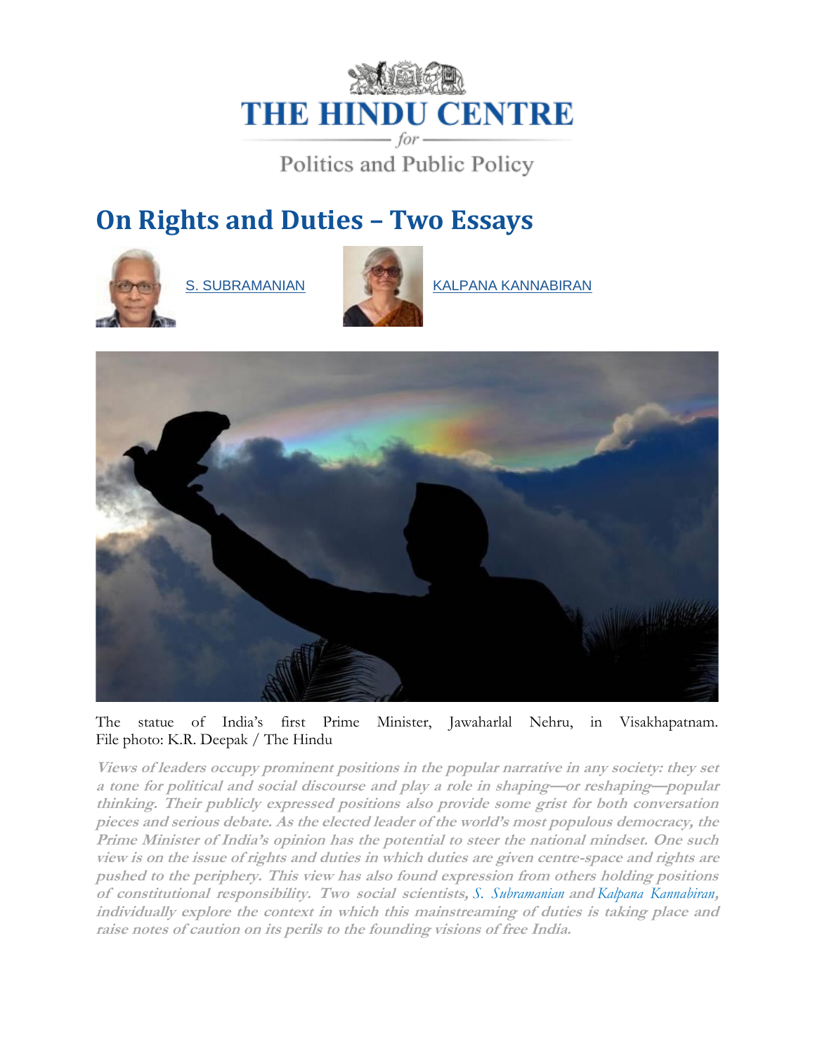# On Rights and Duties – Two Essays

S. SUBRAMANIAN

KALPANA KANNABIRAN

The statue of India's first Prime Minister, Jawaharlal Nehru, in Visakhapatnam. File photo: K.R. Deepak / The Hindu

***Views of leaders occupy prominent positions in the popular narrative in any society: they set a tone for political and social discourse and play a role in shaping—or reshaping—popular thinking. Their publicly expressed positions also provide some grist for both conversation pieces and serious debate. As the elected leader of the world's most populous democracy, the Prime Minister of India's opinion has the potential to steer the national mindset. One such view is on the issue of rights and duties in which duties are given centre-space and rights are pushed to the periphery. This view has also found expression from others holding positions of constitutional responsibility. Two social scientists, S. Subramanian and Kalpana Kannabiran, individually explore the context in which this mainstreaming of duties is taking place and raise notes of caution on its perils to the founding visions of free India.***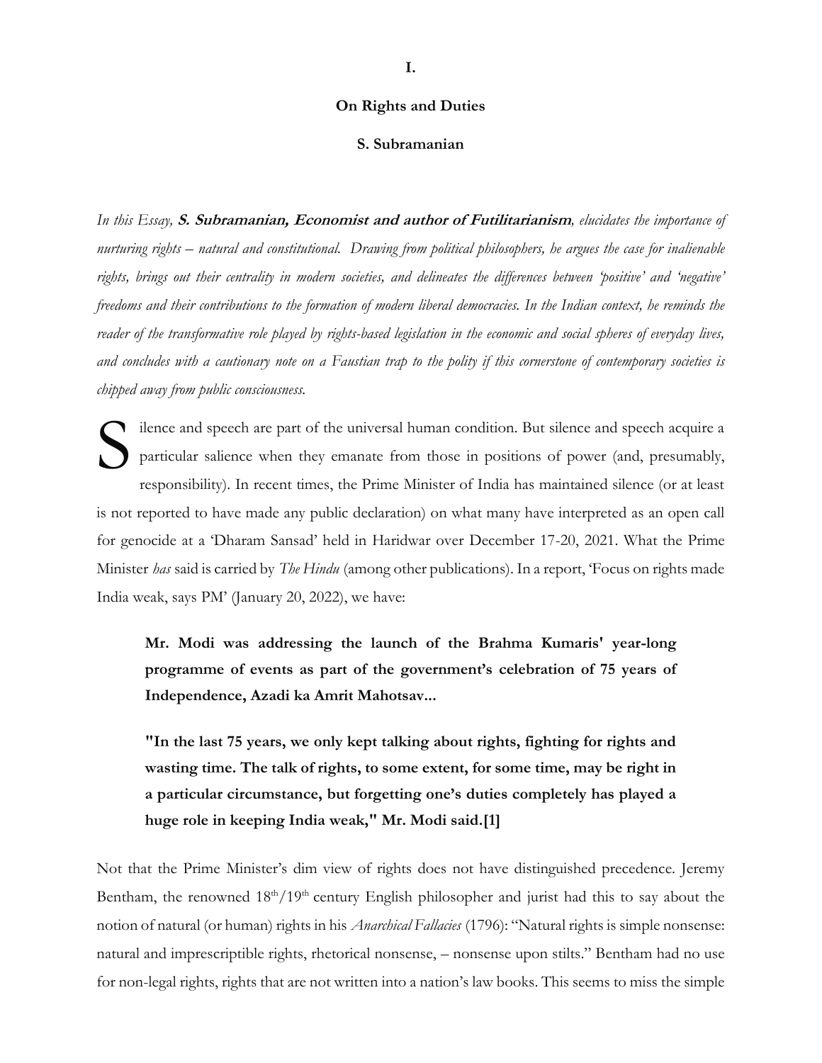**I.**

**On Rights and Duties**

**S. Subramanian**

*In this Essay, **S. Subramanian, Economist and author of Futilitarianism**, elucidates the importance of nurturing rights – natural and constitutional. Drawing from political philosophers, he argues the case for inalienable rights, brings out their centrality in modern societies, and delineates the differences between 'positive' and 'negative' freedoms and their contributions to the formation of modern liberal democracies. In the Indian context, he reminds the reader of the transformative role played by rights-based legislation in the economic and social spheres of everyday lives, and concludes with a cautionary note on a Faustian trap to the polity if this cornerstone of contemporary societies is chipped away from public consciousness.*

Silence and speech are part of the universal human condition. But silence and speech acquire a particular salience when they emanate from those in positions of power (and, presumably, responsibility). In recent times, the Prime Minister of India has maintained silence (or at least is not reported to have made any public declaration) on what many have interpreted as an open call for genocide at a 'Dharam Sansad' held in Haridwar over December 17-20, 2021. What the Prime Minister *has* said is carried by *The Hindu* (among other publications). In a report, 'Focus on rights made India weak, says PM' (January 20, 2022), we have:

> **Mr. Modi was addressing the launch of the Brahma Kumaris' year-long programme of events as part of the government's celebration of 75 years of Independence, Azadi ka Amrit Mahotsav...**
>
> **"In the last 75 years, we only kept talking about rights, fighting for rights and wasting time. The talk of rights, to some extent, for some time, may be right in a particular circumstance, but forgetting one's duties completely has played a huge role in keeping India weak," Mr. Modi said.[1]**

Not that the Prime Minister's dim view of rights does not have distinguished precedence. Jeremy Bentham, the renowned 18th/19th century English philosopher and jurist had this to say about the notion of natural (or human) rights in his *Anarchical Fallacies* (1796): "Natural rights is simple nonsense: natural and imprescriptible rights, rhetorical nonsense, – nonsense upon stilts." Bentham had no use for non-legal rights, rights that are not written into a nation's law books. This seems to miss the simple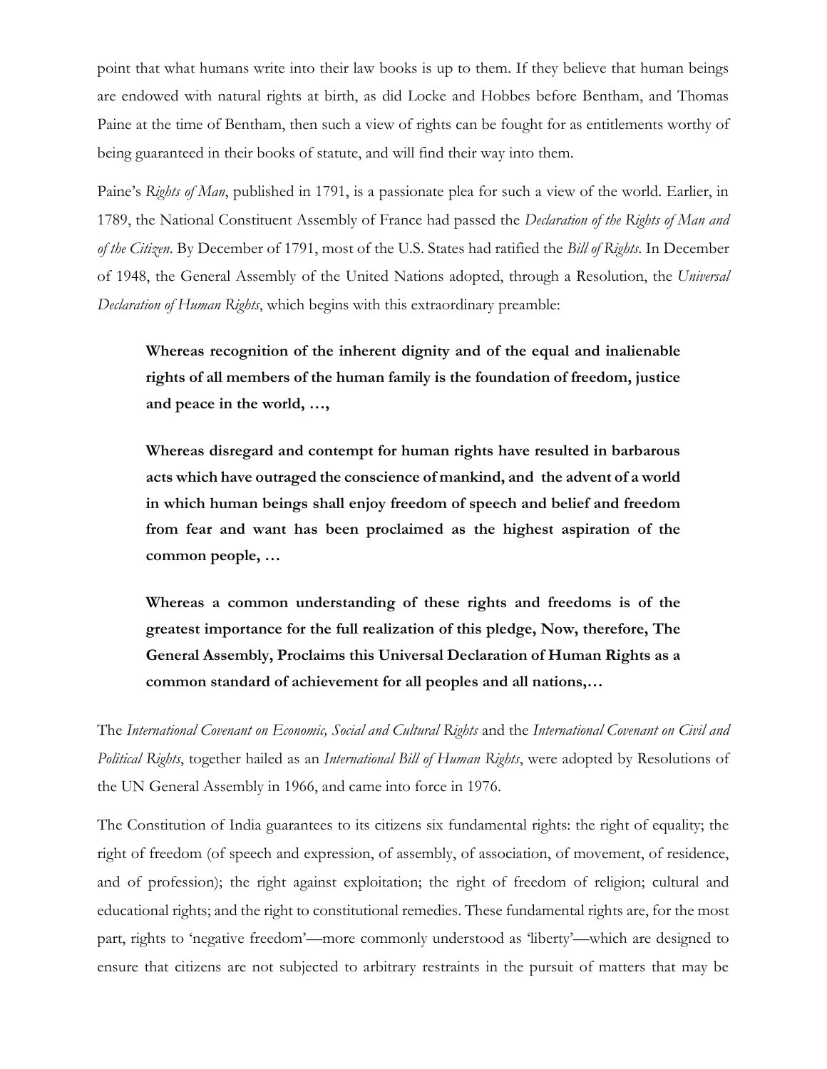point that what humans write into their law books is up to them. If they believe that human beings are endowed with natural rights at birth, as did Locke and Hobbes before Bentham, and Thomas Paine at the time of Bentham, then such a view of rights can be fought for as entitlements worthy of being guaranteed in their books of statute, and will find their way into them.

Paine's *Rights of Man*, published in 1791, is a passionate plea for such a view of the world. Earlier, in 1789, the National Constituent Assembly of France had passed the *Declaration of the Rights of Man and of the Citizen*. By December of 1791, most of the U.S. States had ratified the *Bill of Rights*. In December of 1948, the General Assembly of the United Nations adopted, through a Resolution, the *Universal Declaration of Human Rights*, which begins with this extraordinary preamble:

> **Whereas recognition of the inherent dignity and of the equal and inalienable rights of all members of the human family is the foundation of freedom, justice and peace in the world, …,**
>
> **Whereas disregard and contempt for human rights have resulted in barbarous acts which have outraged the conscience of mankind, and the advent of a world in which human beings shall enjoy freedom of speech and belief and freedom from fear and want has been proclaimed as the highest aspiration of the common people, …**
>
> **Whereas a common understanding of these rights and freedoms is of the greatest importance for the full realization of this pledge, Now, therefore, The General Assembly, Proclaims this Universal Declaration of Human Rights as a common standard of achievement for all peoples and all nations,…**

The *International Covenant on Economic, Social and Cultural Rights* and the *International Covenant on Civil and Political Rights*, together hailed as an *International Bill of Human Rights*, were adopted by Resolutions of the UN General Assembly in 1966, and came into force in 1976.

The Constitution of India guarantees to its citizens six fundamental rights: the right of equality; the right of freedom (of speech and expression, of assembly, of association, of movement, of residence, and of profession); the right against exploitation; the right of freedom of religion; cultural and educational rights; and the right to constitutional remedies. These fundamental rights are, for the most part, rights to 'negative freedom'—more commonly understood as 'liberty'—which are designed to ensure that citizens are not subjected to arbitrary restraints in the pursuit of matters that may be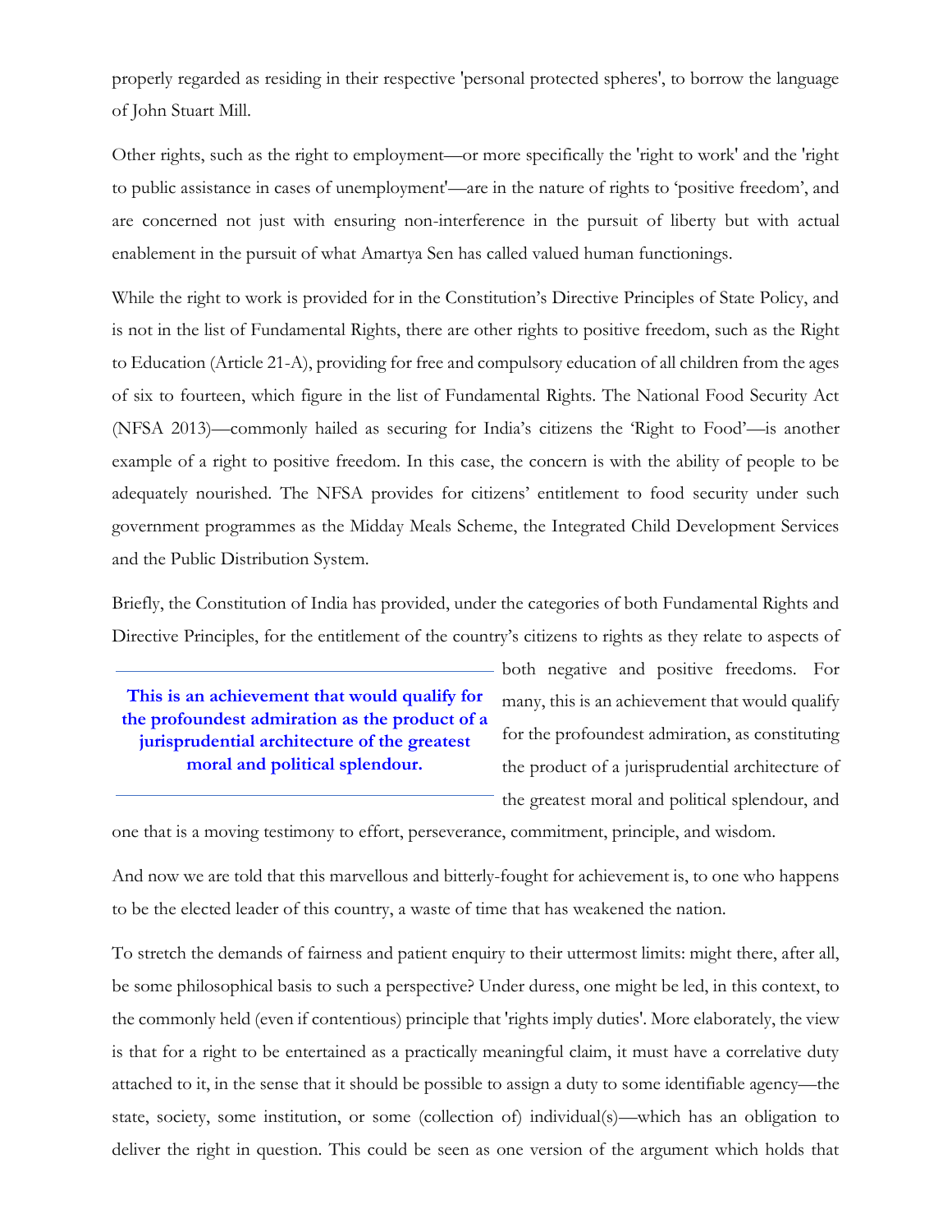properly regarded as residing in their respective 'personal protected spheres', to borrow the language of John Stuart Mill.

Other rights, such as the right to employment—or more specifically the 'right to work' and the 'right to public assistance in cases of unemployment'—are in the nature of rights to 'positive freedom', and are concerned not just with ensuring non-interference in the pursuit of liberty but with actual enablement in the pursuit of what Amartya Sen has called valued human functionings.

While the right to work is provided for in the Constitution's Directive Principles of State Policy, and is not in the list of Fundamental Rights, there are other rights to positive freedom, such as the Right to Education (Article 21-A), providing for free and compulsory education of all children from the ages of six to fourteen, which figure in the list of Fundamental Rights. The National Food Security Act (NFSA 2013)—commonly hailed as securing for India's citizens the 'Right to Food'—is another example of a right to positive freedom. In this case, the concern is with the ability of people to be adequately nourished. The NFSA provides for citizens' entitlement to food security under such government programmes as the Midday Meals Scheme, the Integrated Child Development Services and the Public Distribution System.

Briefly, the Constitution of India has provided, under the categories of both Fundamental Rights and Directive Principles, for the entitlement of the country's citizens to rights as they relate to aspects of both negative and positive freedoms. For many, this is an achievement that would qualify for the profoundest admiration, as constituting the product of a jurisprudential architecture of the greatest moral and political splendour, and one that is a moving testimony to effort, perseverance, commitment, principle, and wisdom.

> **This is an achievement that would qualify for the profoundest admiration as the product of a jurisprudential architecture of the greatest moral and political splendour.**

And now we are told that this marvellous and bitterly-fought for achievement is, to one who happens to be the elected leader of this country, a waste of time that has weakened the nation.

To stretch the demands of fairness and patient enquiry to their uttermost limits: might there, after all, be some philosophical basis to such a perspective? Under duress, one might be led, in this context, to the commonly held (even if contentious) principle that 'rights imply duties'. More elaborately, the view is that for a right to be entertained as a practically meaningful claim, it must have a correlative duty attached to it, in the sense that it should be possible to assign a duty to some identifiable agency—the state, society, some institution, or some (collection of) individual(s)—which has an obligation to deliver the right in question. This could be seen as one version of the argument which holds that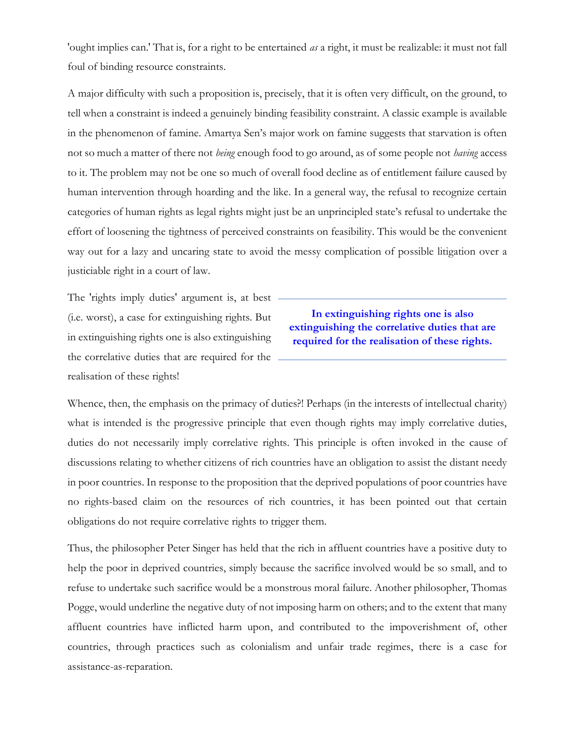'ought implies can.' That is, for a right to be entertained *as* a right, it must be realizable: it must not fall foul of binding resource constraints.

A major difficulty with such a proposition is, precisely, that it is often very difficult, on the ground, to tell when a constraint is indeed a genuinely binding feasibility constraint. A classic example is available in the phenomenon of famine. Amartya Sen's major work on famine suggests that starvation is often not so much a matter of there not *being* enough food to go around, as of some people not *having* access to it. The problem may not be one so much of overall food decline as of entitlement failure caused by human intervention through hoarding and the like. In a general way, the refusal to recognize certain categories of human rights as legal rights might just be an unprincipled state's refusal to undertake the effort of loosening the tightness of perceived constraints on feasibility. This would be the convenient way out for a lazy and uncaring state to avoid the messy complication of possible litigation over a justiciable right in a court of law.

The 'rights imply duties' argument is, at best (i.e. worst), a case for extinguishing rights. But in extinguishing rights one is also extinguishing the correlative duties that are required for the realisation of these rights!

**In extinguishing rights one is also extinguishing the correlative duties that are required for the realisation of these rights.**

Whence, then, the emphasis on the primacy of duties?! Perhaps (in the interests of intellectual charity) what is intended is the progressive principle that even though rights may imply correlative duties, duties do not necessarily imply correlative rights. This principle is often invoked in the cause of discussions relating to whether citizens of rich countries have an obligation to assist the distant needy in poor countries. In response to the proposition that the deprived populations of poor countries have no rights-based claim on the resources of rich countries, it has been pointed out that certain obligations do not require correlative rights to trigger them.

Thus, the philosopher Peter Singer has held that the rich in affluent countries have a positive duty to help the poor in deprived countries, simply because the sacrifice involved would be so small, and to refuse to undertake such sacrifice would be a monstrous moral failure. Another philosopher, Thomas Pogge, would underline the negative duty of not imposing harm on others; and to the extent that many affluent countries have inflicted harm upon, and contributed to the impoverishment of, other countries, through practices such as colonialism and unfair trade regimes, there is a case for assistance-as-reparation.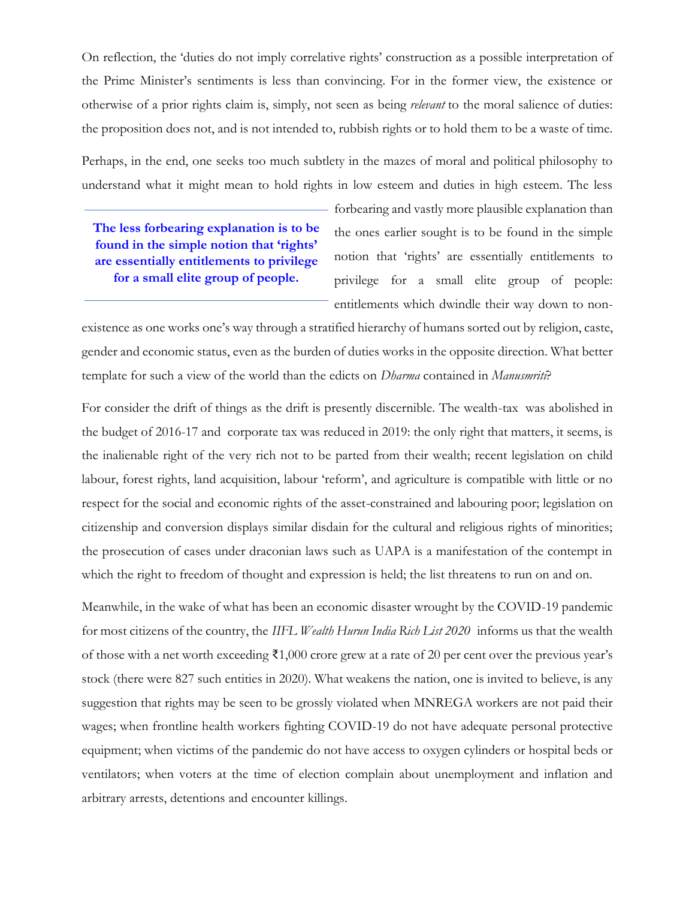On reflection, the 'duties do not imply correlative rights' construction as a possible interpretation of the Prime Minister's sentiments is less than convincing. For in the former view, the existence or otherwise of a prior rights claim is, simply, not seen as being *relevant* to the moral salience of duties: the proposition does not, and is not intended to, rubbish rights or to hold them to be a waste of time.

Perhaps, in the end, one seeks too much subtlety in the mazes of moral and political philosophy to understand what it might mean to hold rights in low esteem and duties in high esteem. The less forbearing and vastly more plausible explanation than the ones earlier sought is to be found in the simple notion that 'rights' are essentially entitlements to privilege for a small elite group of people: entitlements which dwindle their way down to non-existence as one works one's way through a stratified hierarchy of humans sorted out by religion, caste, gender and economic status, even as the burden of duties works in the opposite direction. What better template for such a view of the world than the edicts on *Dharma* contained in *Manusmriti*?

> **The less forbearing explanation is to be found in the simple notion that 'rights' are essentially entitlements to privilege for a small elite group of people.**

For consider the drift of things as the drift is presently discernible. The wealth-tax was abolished in the budget of 2016-17 and corporate tax was reduced in 2019: the only right that matters, it seems, is the inalienable right of the very rich not to be parted from their wealth; recent legislation on child labour, forest rights, land acquisition, labour 'reform', and agriculture is compatible with little or no respect for the social and economic rights of the asset-constrained and labouring poor; legislation on citizenship and conversion displays similar disdain for the cultural and religious rights of minorities; the prosecution of cases under draconian laws such as UAPA is a manifestation of the contempt in which the right to freedom of thought and expression is held; the list threatens to run on and on.

Meanwhile, in the wake of what has been an economic disaster wrought by the COVID-19 pandemic for most citizens of the country, the *IIFL Wealth Hurun India Rich List 2020* informs us that the wealth of those with a net worth exceeding ₹1,000 crore grew at a rate of 20 per cent over the previous year's stock (there were 827 such entities in 2020). What weakens the nation, one is invited to believe, is any suggestion that rights may be seen to be grossly violated when MNREGA workers are not paid their wages; when frontline health workers fighting COVID-19 do not have adequate personal protective equipment; when victims of the pandemic do not have access to oxygen cylinders or hospital beds or ventilators; when voters at the time of election complain about unemployment and inflation and arbitrary arrests, detentions and encounter killings.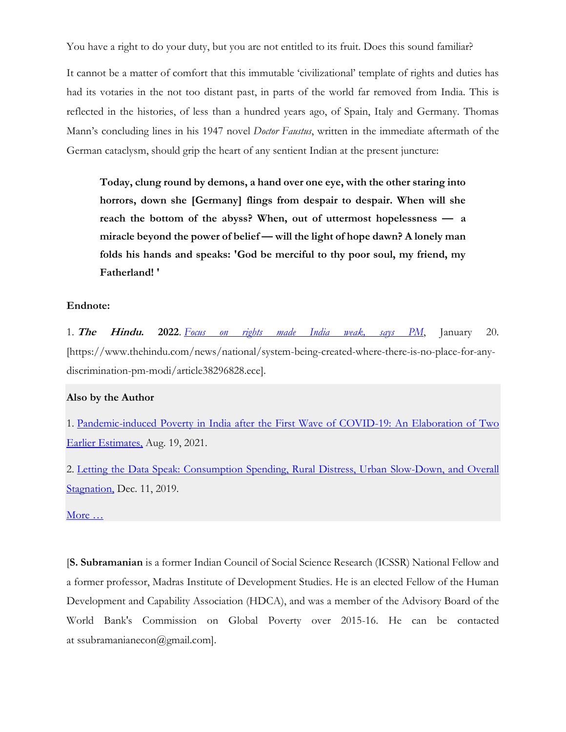You have a right to do your duty, but you are not entitled to its fruit. Does this sound familiar?

It cannot be a matter of comfort that this immutable 'civilizational' template of rights and duties has had its votaries in the not too distant past, in parts of the world far removed from India. This is reflected in the histories, of less than a hundred years ago, of Spain, Italy and Germany. Thomas Mann's concluding lines in his 1947 novel *Doctor Faustus*, written in the immediate aftermath of the German cataclysm, should grip the heart of any sentient Indian at the present juncture:

> **Today, clung round by demons, a hand over one eye, with the other staring into horrors, down she [Germany] flings from despair to despair. When will she reach the bottom of the abyss? When, out of uttermost hopelessness — a miracle beyond the power of belief — will the light of hope dawn? A lonely man folds his hands and speaks: 'God be merciful to thy poor soul, my friend, my Fatherland! '**

**Endnote:**

1. ***The Hindu.*** **2022**. *Focus on rights made India weak, says PM*, January 20. [https://www.thehindu.com/news/national/system-being-created-where-there-is-no-place-for-any-discrimination-pm-modi/article38296828.ece].

**Also by the Author**

1. Pandemic-induced Poverty in India after the First Wave of COVID-19: An Elaboration of Two Earlier Estimates, Aug. 19, 2021.

2. Letting the Data Speak: Consumption Spending, Rural Distress, Urban Slow-Down, and Overall Stagnation, Dec. 11, 2019.

More …

[**S. Subramanian** is a former Indian Council of Social Science Research (ICSSR) National Fellow and a former professor, Madras Institute of Development Studies. He is an elected Fellow of the Human Development and Capability Association (HDCA), and was a member of the Advisory Board of the World Bank's Commission on Global Poverty over 2015-16. He can be contacted at ssubramanianecon@gmail.com].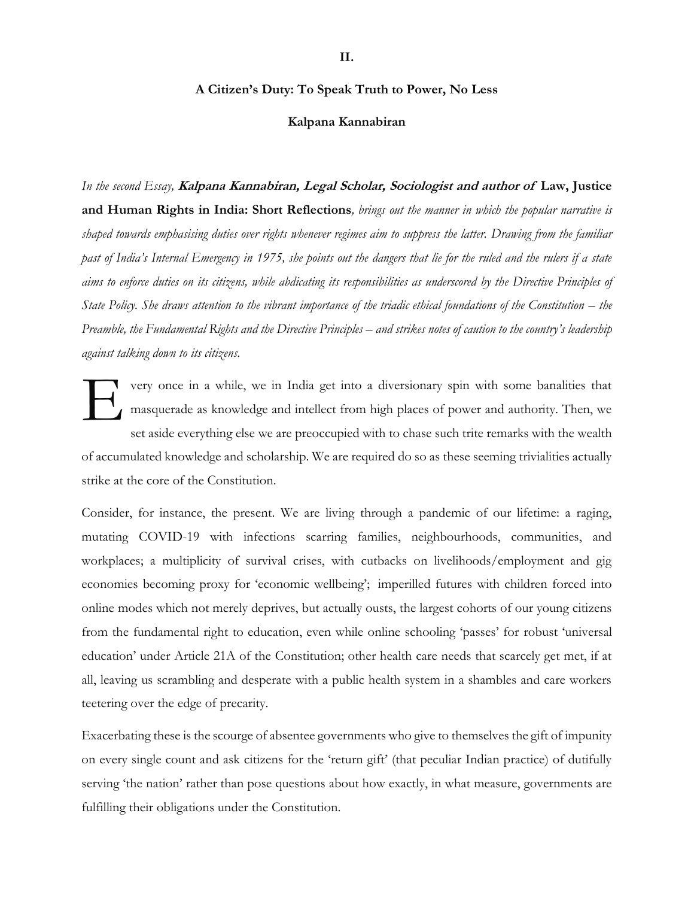## II.

## A Citizen's Duty: To Speak Truth to Power, No Less

### Kalpana Kannabiran

*In the second Essay,* ***Kalpana Kannabiran, Legal Scholar, Sociologist and author of*** **Law, Justice and Human Rights in India: Short Reflections***, brings out the manner in which the popular narrative is shaped towards emphasising duties over rights whenever regimes aim to suppress the latter. Drawing from the familiar past of India's Internal Emergency in 1975, she points out the dangers that lie for the ruled and the rulers if a state aims to enforce duties on its citizens, while abdicating its responsibilities as underscored by the Directive Principles of State Policy. She draws attention to the vibrant importance of the triadic ethical foundations of the Constitution – the Preamble, the Fundamental Rights and the Directive Principles – and strikes notes of caution to the country's leadership against talking down to its citizens.*

Every once in a while, we in India get into a diversionary spin with some banalities that masquerade as knowledge and intellect from high places of power and authority. Then, we set aside everything else we are preoccupied with to chase such trite remarks with the wealth of accumulated knowledge and scholarship. We are required do so as these seeming trivialities actually strike at the core of the Constitution.

Consider, for instance, the present. We are living through a pandemic of our lifetime: a raging, mutating COVID-19 with infections scarring families, neighbourhoods, communities, and workplaces; a multiplicity of survival crises, with cutbacks on livelihoods/employment and gig economies becoming proxy for 'economic wellbeing'; imperilled futures with children forced into online modes which not merely deprives, but actually ousts, the largest cohorts of our young citizens from the fundamental right to education, even while online schooling 'passes' for robust 'universal education' under Article 21A of the Constitution; other health care needs that scarcely get met, if at all, leaving us scrambling and desperate with a public health system in a shambles and care workers teetering over the edge of precarity.

Exacerbating these is the scourge of absentee governments who give to themselves the gift of impunity on every single count and ask citizens for the 'return gift' (that peculiar Indian practice) of dutifully serving 'the nation' rather than pose questions about how exactly, in what measure, governments are fulfilling their obligations under the Constitution.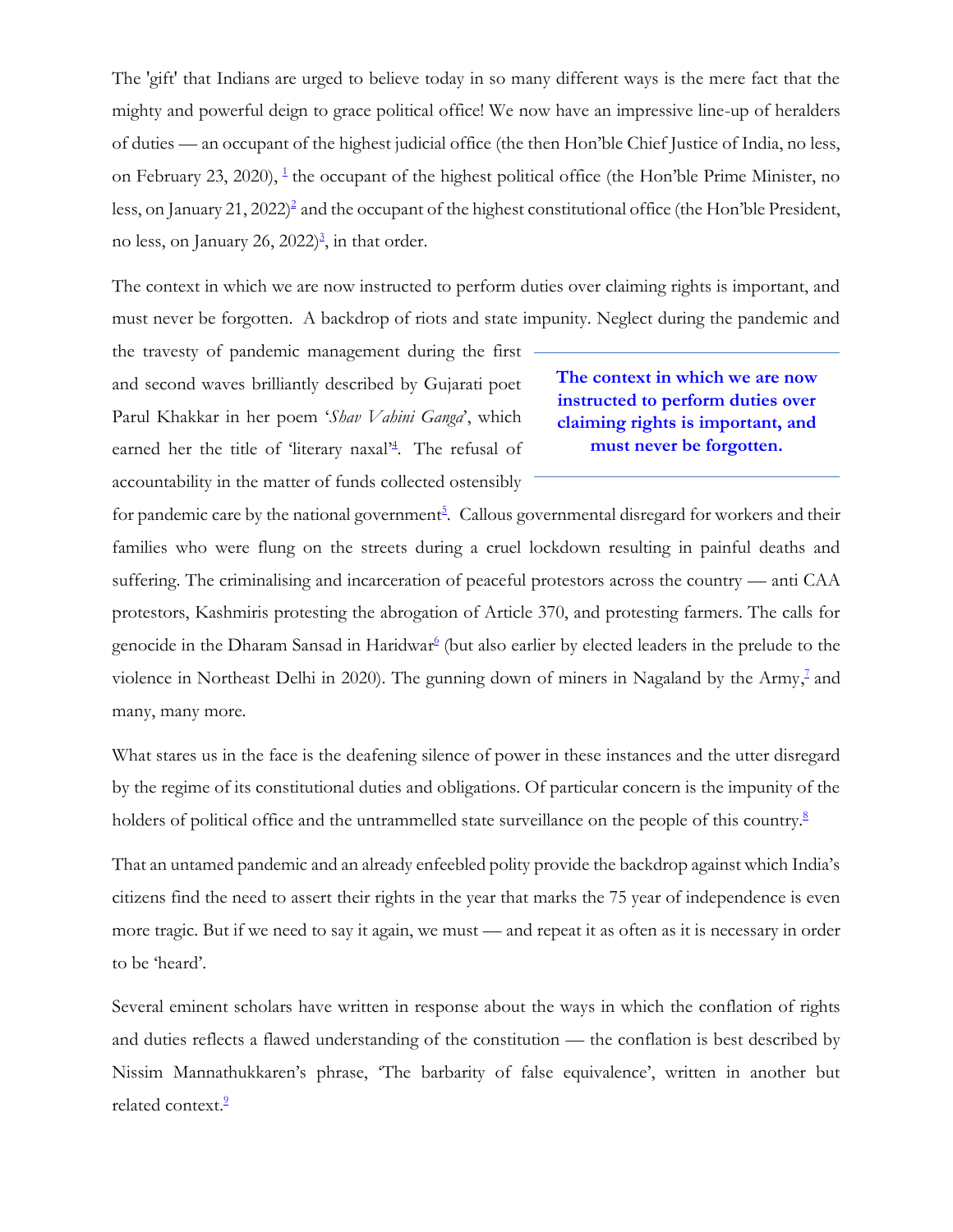The 'gift' that Indians are urged to believe today in so many different ways is the mere fact that the mighty and powerful deign to grace political office! We now have an impressive line-up of heralders of duties — an occupant of the highest judicial office (the then Hon'ble Chief Justice of India, no less, on February 23, 2020), [1] the occupant of the highest political office (the Hon'ble Prime Minister, no less, on January 21, 2022)[2] and the occupant of the highest constitutional office (the Hon'ble President, no less, on January 26, 2022)[3], in that order.

The context in which we are now instructed to perform duties over claiming rights is important, and must never be forgotten. A backdrop of riots and state impunity. Neglect during the pandemic and the travesty of pandemic management during the first and second waves brilliantly described by Gujarati poet Parul Khakkar in her poem '*Shav Vahini Ganga*', which earned her the title of 'literary naxal'[4]. The refusal of accountability in the matter of funds collected ostensibly for pandemic care by the national government[5]. Callous governmental disregard for workers and their families who were flung on the streets during a cruel lockdown resulting in painful deaths and suffering. The criminalising and incarceration of peaceful protestors across the country — anti CAA protestors, Kashmiris protesting the abrogation of Article 370, and protesting farmers. The calls for genocide in the Dharam Sansad in Haridwar[6] (but also earlier by elected leaders in the prelude to the violence in Northeast Delhi in 2020). The gunning down of miners in Nagaland by the Army,[7] and many, many more.

> **The context in which we are now instructed to perform duties over claiming rights is important, and must never be forgotten.**

What stares us in the face is the deafening silence of power in these instances and the utter disregard by the regime of its constitutional duties and obligations. Of particular concern is the impunity of the holders of political office and the untrammelled state surveillance on the people of this country.[8]

That an untamed pandemic and an already enfeebled polity provide the backdrop against which India's citizens find the need to assert their rights in the year that marks the 75 year of independence is even more tragic. But if we need to say it again, we must — and repeat it as often as it is necessary in order to be 'heard'.

Several eminent scholars have written in response about the ways in which the conflation of rights and duties reflects a flawed understanding of the constitution — the conflation is best described by Nissim Mannathukkaren's phrase, 'The barbarity of false equivalence', written in another but related context.[9]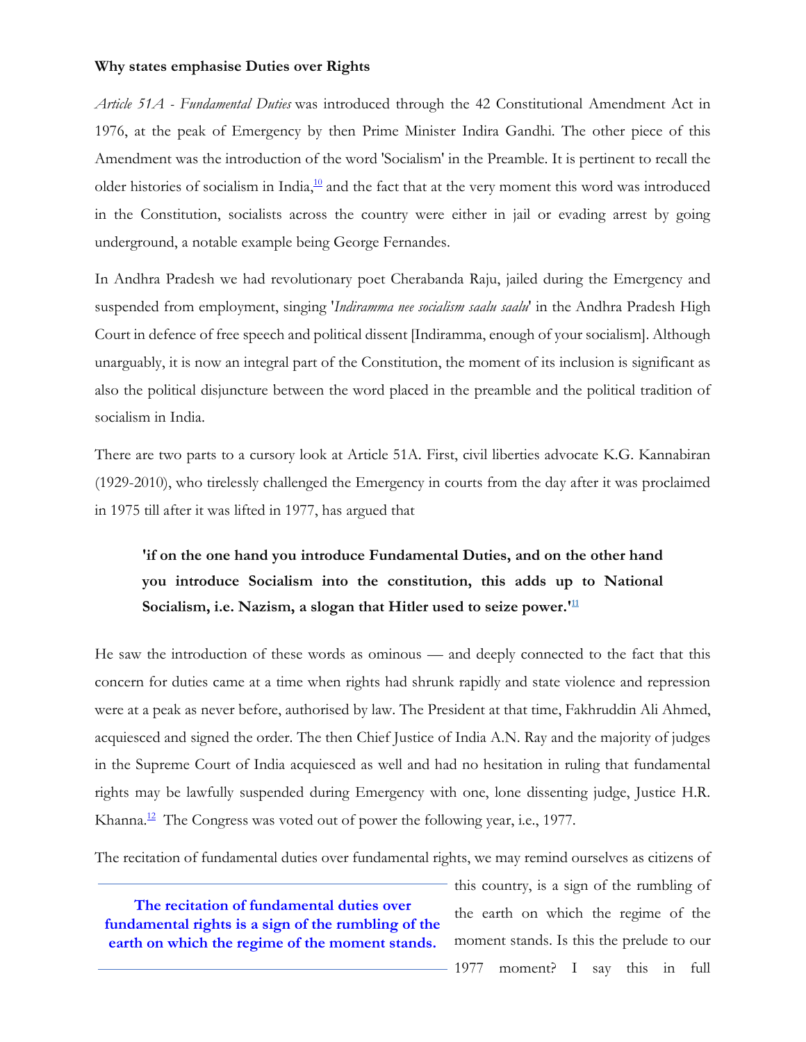**Why states emphasise Duties over Rights**

*Article 51A - Fundamental Duties* was introduced through the 42 Constitutional Amendment Act in 1976, at the peak of Emergency by then Prime Minister Indira Gandhi. The other piece of this Amendment was the introduction of the word 'Socialism' in the Preamble. It is pertinent to recall the older histories of socialism in India,[10] and the fact that at the very moment this word was introduced in the Constitution, socialists across the country were either in jail or evading arrest by going underground, a notable example being George Fernandes.

In Andhra Pradesh we had revolutionary poet Cherabanda Raju, jailed during the Emergency and suspended from employment, singing '*Indiramma nee socialism saalu saalu*' in the Andhra Pradesh High Court in defence of free speech and political dissent [Indiramma, enough of your socialism]. Although unarguably, it is now an integral part of the Constitution, the moment of its inclusion is significant as also the political disjuncture between the word placed in the preamble and the political tradition of socialism in India.

There are two parts to a cursory look at Article 51A. First, civil liberties advocate K.G. Kannabiran (1929-2010), who tirelessly challenged the Emergency in courts from the day after it was proclaimed in 1975 till after it was lifted in 1977, has argued that

> **'if on the one hand you introduce Fundamental Duties, and on the other hand you introduce Socialism into the constitution, this adds up to National Socialism, i.e. Nazism, a slogan that Hitler used to seize power.'**[11]

He saw the introduction of these words as ominous — and deeply connected to the fact that this concern for duties came at a time when rights had shrunk rapidly and state violence and repression were at a peak as never before, authorised by law. The President at that time, Fakhruddin Ali Ahmed, acquiesced and signed the order. The then Chief Justice of India A.N. Ray and the majority of judges in the Supreme Court of India acquiesced as well and had no hesitation in ruling that fundamental rights may be lawfully suspended during Emergency with one, lone dissenting judge, Justice H.R. Khanna.[12] The Congress was voted out of power the following year, i.e., 1977.

> **The recitation of fundamental duties over fundamental rights is a sign of the rumbling of the earth on which the regime of the moment stands.**

The recitation of fundamental duties over fundamental rights, we may remind ourselves as citizens of this country, is a sign of the rumbling of the earth on which the regime of the moment stands. Is this the prelude to our 1977 moment? I say this in full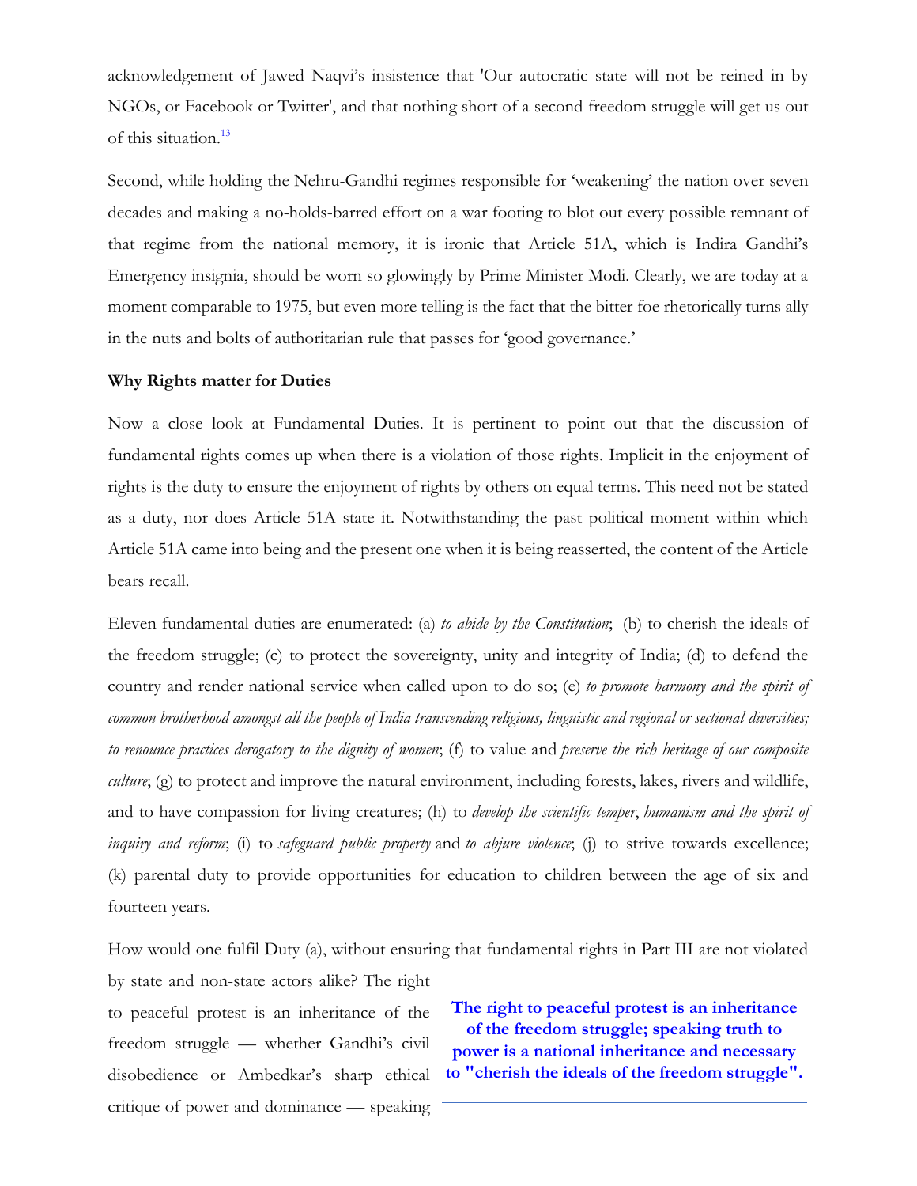acknowledgement of Jawed Naqvi's insistence that 'Our autocratic state will not be reined in by NGOs, or Facebook or Twitter', and that nothing short of a second freedom struggle will get us out of this situation.[13]

Second, while holding the Nehru-Gandhi regimes responsible for 'weakening' the nation over seven decades and making a no-holds-barred effort on a war footing to blot out every possible remnant of that regime from the national memory, it is ironic that Article 51A, which is Indira Gandhi's Emergency insignia, should be worn so glowingly by Prime Minister Modi. Clearly, we are today at a moment comparable to 1975, but even more telling is the fact that the bitter foe rhetorically turns ally in the nuts and bolts of authoritarian rule that passes for 'good governance.'

**Why Rights matter for Duties**

Now a close look at Fundamental Duties. It is pertinent to point out that the discussion of fundamental rights comes up when there is a violation of those rights. Implicit in the enjoyment of rights is the duty to ensure the enjoyment of rights by others on equal terms. This need not be stated as a duty, nor does Article 51A state it. Notwithstanding the past political moment within which Article 51A came into being and the present one when it is being reasserted, the content of the Article bears recall.

Eleven fundamental duties are enumerated: (a) *to abide by the Constitution*; (b) to cherish the ideals of the freedom struggle; (c) to protect the sovereignty, unity and integrity of India; (d) to defend the country and render national service when called upon to do so; (e) *to promote harmony and the spirit of common brotherhood amongst all the people of India transcending religious, linguistic and regional or sectional diversities; to renounce practices derogatory to the dignity of women*; (f) to value and *preserve the rich heritage of our composite culture*; (g) to protect and improve the natural environment, including forests, lakes, rivers and wildlife, and to have compassion for living creatures; (h) to *develop the scientific temper*, *humanism and the spirit of inquiry and reform*; (i) to *safeguard public property* and *to abjure violence*; (j) to strive towards excellence; (k) parental duty to provide opportunities for education to children between the age of six and fourteen years.

How would one fulfil Duty (a), without ensuring that fundamental rights in Part III are not violated by state and non-state actors alike? The right to peaceful protest is an inheritance of the freedom struggle — whether Gandhi's civil disobedience or Ambedkar's sharp ethical critique of power and dominance — speaking

> **The right to peaceful protest is an inheritance of the freedom struggle; speaking truth to power is a national inheritance and necessary to "cherish the ideals of the freedom struggle".**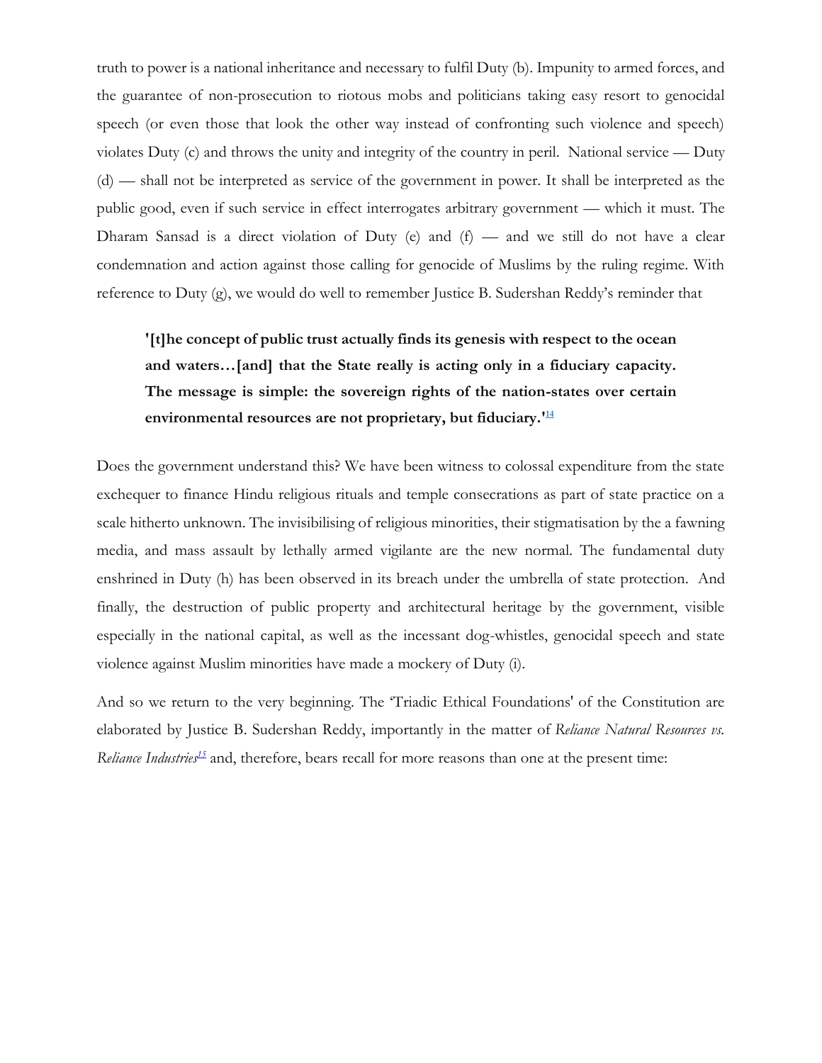truth to power is a national inheritance and necessary to fulfil Duty (b). Impunity to armed forces, and the guarantee of non-prosecution to riotous mobs and politicians taking easy resort to genocidal speech (or even those that look the other way instead of confronting such violence and speech) violates Duty (c) and throws the unity and integrity of the country in peril. National service — Duty (d) — shall not be interpreted as service of the government in power. It shall be interpreted as the public good, even if such service in effect interrogates arbitrary government — which it must. The Dharam Sansad is a direct violation of Duty (e) and (f) — and we still do not have a clear condemnation and action against those calling for genocide of Muslims by the ruling regime. With reference to Duty (g), we would do well to remember Justice B. Sudershan Reddy's reminder that

> **'[t]he concept of public trust actually finds its genesis with respect to the ocean and waters…[and] that the State really is acting only in a fiduciary capacity. The message is simple: the sovereign rights of the nation-states over certain environmental resources are not proprietary, but fiduciary.'**[14]

Does the government understand this? We have been witness to colossal expenditure from the state exchequer to finance Hindu religious rituals and temple consecrations as part of state practice on a scale hitherto unknown. The invisibilising of religious minorities, their stigmatisation by the a fawning media, and mass assault by lethally armed vigilante are the new normal. The fundamental duty enshrined in Duty (h) has been observed in its breach under the umbrella of state protection. And finally, the destruction of public property and architectural heritage by the government, visible especially in the national capital, as well as the incessant dog-whistles, genocidal speech and state violence against Muslim minorities have made a mockery of Duty (i).

And so we return to the very beginning. The 'Triadic Ethical Foundations' of the Constitution are elaborated by Justice B. Sudershan Reddy, importantly in the matter of *Reliance Natural Resources vs. Reliance Industries*[15] and, therefore, bears recall for more reasons than one at the present time: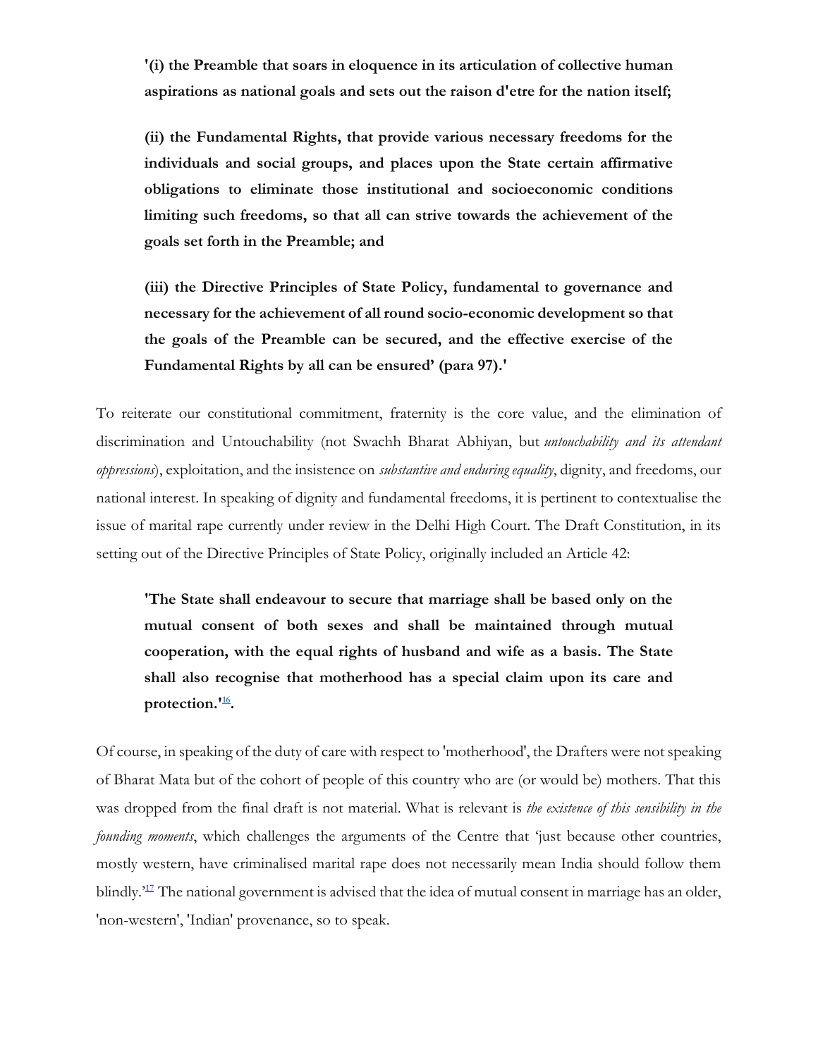**'(i) the Preamble that soars in eloquence in its articulation of collective human aspirations as national goals and sets out the raison d'etre for the nation itself;**

**(ii) the Fundamental Rights, that provide various necessary freedoms for the individuals and social groups, and places upon the State certain affirmative obligations to eliminate those institutional and socioeconomic conditions limiting such freedoms, so that all can strive towards the achievement of the goals set forth in the Preamble; and**

**(iii) the Directive Principles of State Policy, fundamental to governance and necessary for the achievement of all round socio-economic development so that the goals of the Preamble can be secured, and the effective exercise of the Fundamental Rights by all can be ensured' (para 97).'**

To reiterate our constitutional commitment, fraternity is the core value, and the elimination of discrimination and Untouchability (not Swachh Bharat Abhiyan, but *untouchability and its attendant oppressions*), exploitation, and the insistence on *substantive and enduring equality*, dignity, and freedoms, our national interest. In speaking of dignity and fundamental freedoms, it is pertinent to contextualise the issue of marital rape currently under review in the Delhi High Court. The Draft Constitution, in its setting out of the Directive Principles of State Policy, originally included an Article 42:

**'The State shall endeavour to secure that marriage shall be based only on the mutual consent of both sexes and shall be maintained through mutual cooperation, with the equal rights of husband and wife as a basis. The State shall also recognise that motherhood has a special claim upon its care and protection.'[16].**

Of course, in speaking of the duty of care with respect to 'motherhood', the Drafters were not speaking of Bharat Mata but of the cohort of people of this country who are (or would be) mothers. That this was dropped from the final draft is not material. What is relevant is *the existence of this sensibility in the founding moments*, which challenges the arguments of the Centre that 'just because other countries, mostly western, have criminalised marital rape does not necessarily mean India should follow them blindly.'[17] The national government is advised that the idea of mutual consent in marriage has an older, 'non-western', 'Indian' provenance, so to speak.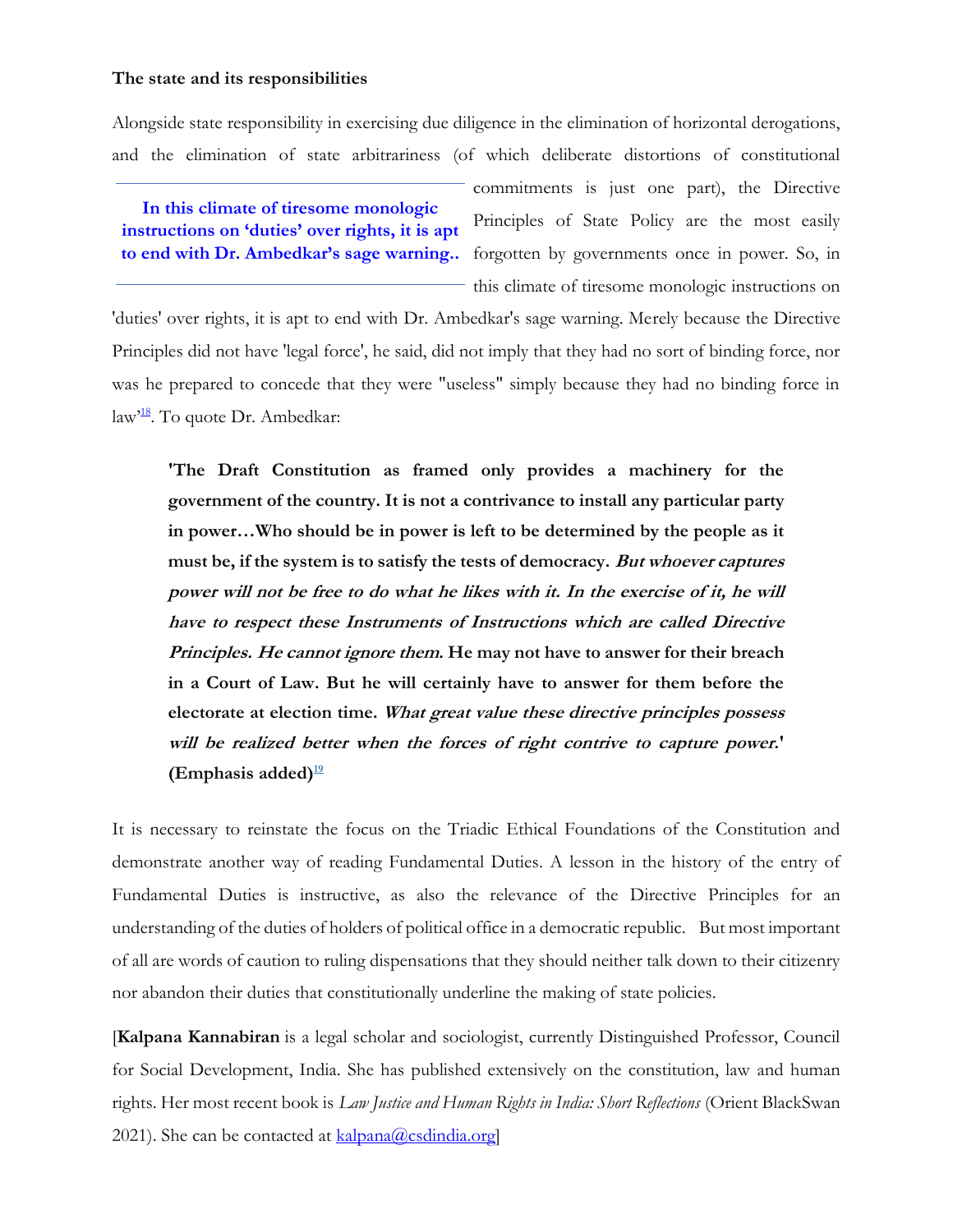**The state and its responsibilities**

Alongside state responsibility in exercising due diligence in the elimination of horizontal derogations, and the elimination of state arbitrariness (of which deliberate distortions of constitutional commitments is just one part), the Directive Principles of State Policy are the most easily forgotten by governments once in power. So, in this climate of tiresome monologic instructions on 'duties' over rights, it is apt to end with Dr. Ambedkar's sage warning. Merely because the Directive Principles did not have 'legal force', he said, did not imply that they had no sort of binding force, nor was he prepared to concede that they were "useless" simply because they had no binding force in law'[18]. To quote Dr. Ambedkar:

> **'The Draft Constitution as framed only provides a machinery for the government of the country. It is not a contrivance to install any particular party in power…Who should be in power is left to be determined by the people as it must be, if the system is to satisfy the tests of democracy. *But whoever captures power will not be free to do what he likes with it. In the exercise of it, he will have to respect these Instruments of Instructions which are called Directive Principles. He cannot ignore them*. He may not have to answer for their breach in a Court of Law. But he will certainly have to answer for them before the electorate at election time. *What great value these directive principles possess will be realized better when the forces of right contrive to capture power*.' (Emphasis added)**[19]

It is necessary to reinstate the focus on the Triadic Ethical Foundations of the Constitution and demonstrate another way of reading Fundamental Duties. A lesson in the history of the entry of Fundamental Duties is instructive, as also the relevance of the Directive Principles for an understanding of the duties of holders of political office in a democratic republic. But most important of all are words of caution to ruling dispensations that they should neither talk down to their citizenry nor abandon their duties that constitutionally underline the making of state policies.

[**Kalpana Kannabiran** is a legal scholar and sociologist, currently Distinguished Professor, Council for Social Development, India. She has published extensively on the constitution, law and human rights. Her most recent book is *Law Justice and Human Rights in India: Short Reflections* (Orient BlackSwan 2021). She can be contacted at kalpana@csdindia.org]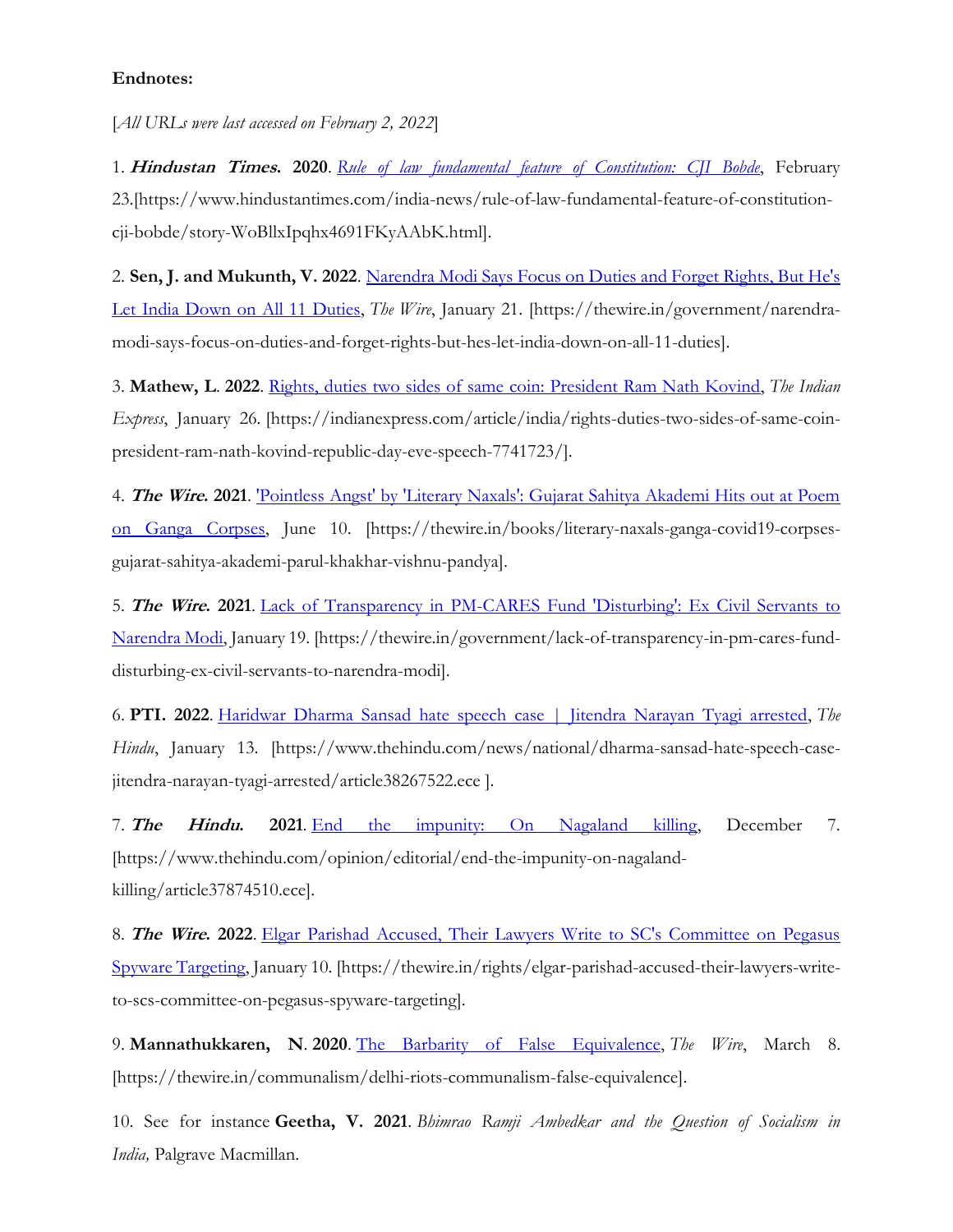**Endnotes:**

[*All URLs were last accessed on February 2, 2022*]

1. ***Hindustan Times.* 2020**. *Rule of law fundamental feature of Constitution: CJI Bobde*, February 23.[https://www.hindustantimes.com/india-news/rule-of-law-fundamental-feature-of-constitution-cji-bobde/story-WoBllxIpqhx4691FKyAAbK.html].

2. **Sen, J. and Mukunth, V. 2022**. Narendra Modi Says Focus on Duties and Forget Rights, But He's Let India Down on All 11 Duties, *The Wire*, January 21. [https://thewire.in/government/narendra-modi-says-focus-on-duties-and-forget-rights-but-hes-let-india-down-on-all-11-duties].

3. **Mathew, L. 2022**. Rights, duties two sides of same coin: President Ram Nath Kovind, *The Indian Express*, January 26. [https://indianexpress.com/article/india/rights-duties-two-sides-of-same-coin-president-ram-nath-kovind-republic-day-eve-speech-7741723/].

4. ***The Wire.* 2021**. 'Pointless Angst' by 'Literary Naxals': Gujarat Sahitya Akademi Hits out at Poem on Ganga Corpses, June 10. [https://thewire.in/books/literary-naxals-ganga-covid19-corpses-gujarat-sahitya-akademi-parul-khakhar-vishnu-pandya].

5. ***The Wire.* 2021**. Lack of Transparency in PM-CARES Fund 'Disturbing': Ex Civil Servants to Narendra Modi, January 19. [https://thewire.in/government/lack-of-transparency-in-pm-cares-fund-disturbing-ex-civil-servants-to-narendra-modi].

6. **PTI. 2022**. Haridwar Dharma Sansad hate speech case | Jitendra Narayan Tyagi arrested, *The Hindu*, January 13. [https://www.thehindu.com/news/national/dharma-sansad-hate-speech-case-jitendra-narayan-tyagi-arrested/article38267522.ece ].

7. ***The Hindu.* 2021**. End the impunity: On Nagaland killing, December 7. [https://www.thehindu.com/opinion/editorial/end-the-impunity-on-nagaland-killing/article37874510.ece].

8. ***The Wire.* 2022**. Elgar Parishad Accused, Their Lawyers Write to SC's Committee on Pegasus Spyware Targeting, January 10. [https://thewire.in/rights/elgar-parishad-accused-their-lawyers-write-to-scs-committee-on-pegasus-spyware-targeting].

9. **Mannathukkaren, N. 2020**. The Barbarity of False Equivalence, *The Wire*, March 8. [https://thewire.in/communalism/delhi-riots-communalism-false-equivalence].

10. See for instance **Geetha, V. 2021**. *Bhimrao Ramji Ambedkar and the Question of Socialism in India,* Palgrave Macmillan.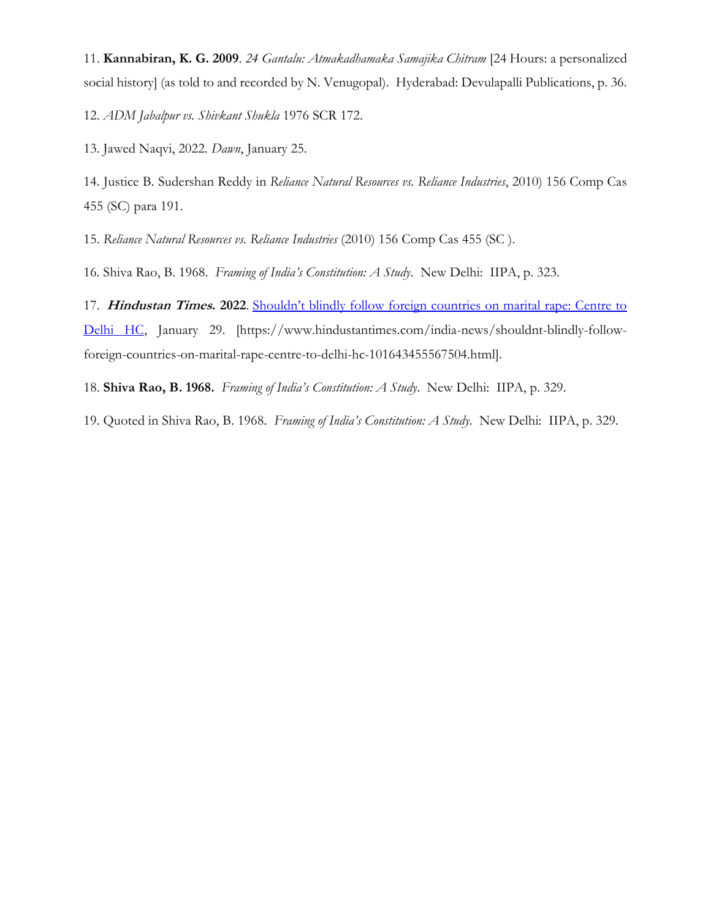11. **Kannabiran, K. G. 2009**. *24 Gantalu: Atmakadhamaka Samajika Chitram* [24 Hours: a personalized social history] (as told to and recorded by N. Venugopal). Hyderabad: Devulapalli Publications, p. 36.

12. *ADM Jabalpur vs. Shivkant Shukla* 1976 SCR 172.

13. Jawed Naqvi, 2022. *Dawn*, January 25.

14. Justice B. Sudershan Reddy in *Reliance Natural Resources vs. Reliance Industries*, 2010) 156 Comp Cas 455 (SC) para 191.

15. *Reliance Natural Resources vs. Reliance Industries* (2010) 156 Comp Cas 455 (SC ).

16. Shiva Rao, B. 1968. *Framing of India's Constitution: A Study*. New Delhi: IIPA, p. 323.

17. ***Hindustan Times.* 2022**. [Shouldn't blindly follow foreign countries on marital rape: Centre to Delhi HC](https://www.hindustantimes.com/india-news/shouldnt-blindly-follow-foreign-countries-on-marital-rape-centre-to-delhi-hc-101643455567504.html), January 29. [https://www.hindustantimes.com/india-news/shouldnt-blindly-follow-foreign-countries-on-marital-rape-centre-to-delhi-hc-101643455567504.html].

18. **Shiva Rao, B. 1968.** *Framing of India's Constitution: A Study*. New Delhi: IIPA, p. 329.

19. Quoted in Shiva Rao, B. 1968. *Framing of India's Constitution: A Study*. New Delhi: IIPA, p. 329.